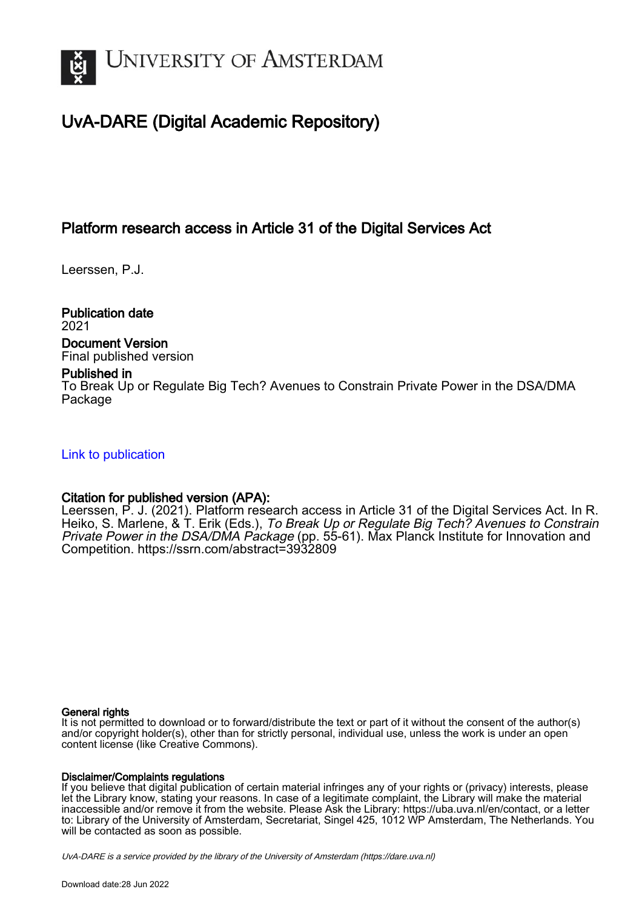# UNIVERSITY OF AMSTERDAM

## UvA-DARE (Digital Academic Repository)

### Platform research access in Article 31 of the Digital Services Act

Leerssen, P.J.

**Publication date**
2021

**Document Version**
Final published version

**Published in**
To Break Up or Regulate Big Tech? Avenues to Constrain Private Power in the DSA/DMA Package

Link to publication

**Citation for published version (APA):**
Leerssen, P. J. (2021). Platform research access in Article 31 of the Digital Services Act. In R. Heiko, S. Marlene, & T. Erik (Eds.), *To Break Up or Regulate Big Tech? Avenues to Constrain Private Power in the DSA/DMA Package* (pp. 55-61). Max Planck Institute for Innovation and Competition. https://ssrn.com/abstract=3932809

**General rights**
It is not permitted to download or to forward/distribute the text or part of it without the consent of the author(s) and/or copyright holder(s), other than for strictly personal, individual use, unless the work is under an open content license (like Creative Commons).

**Disclaimer/Complaints regulations**
If you believe that digital publication of certain material infringes any of your rights or (privacy) interests, please let the Library know, stating your reasons. In case of a legitimate complaint, the Library will make the material inaccessible and/or remove it from the website. Please Ask the Library: https://uba.uva.nl/en/contact, or a letter to: Library of the University of Amsterdam, Secretariat, Singel 425, 1012 WP Amsterdam, The Netherlands. You will be contacted as soon as possible.

*UvA-DARE is a service provided by the library of the University of Amsterdam (https://dare.uva.nl)*

Download date:28 Jun 2022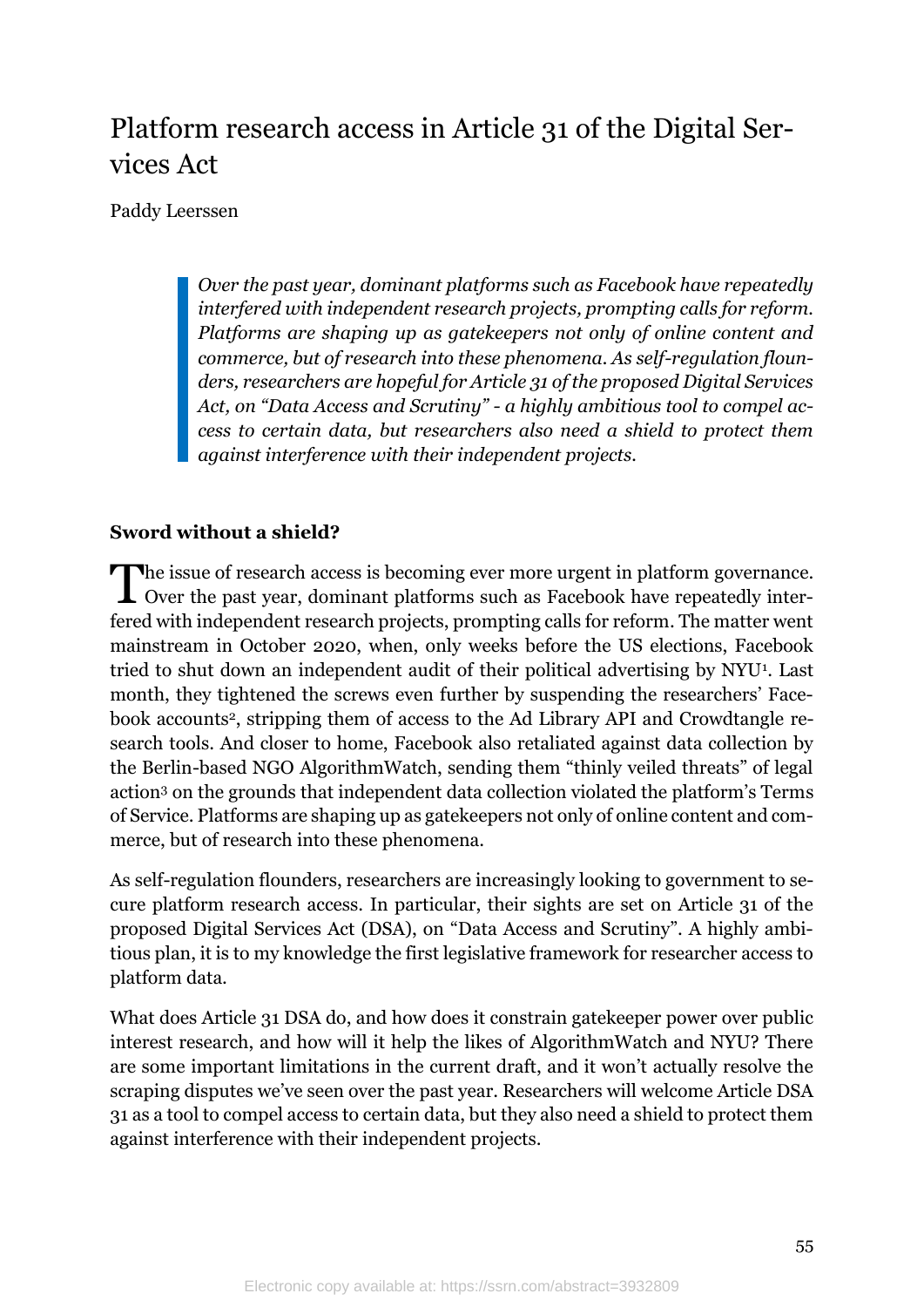# Platform research access in Article 31 of the Digital Services Act

Paddy Leerssen

> *Over the past year, dominant platforms such as Facebook have repeatedly interfered with independent research projects, prompting calls for reform. Platforms are shaping up as gatekeepers not only of online content and commerce, but of research into these phenomena. As self-regulation flounders, researchers are hopeful for Article 31 of the proposed Digital Services Act, on "Data Access and Scrutiny" - a highly ambitious tool to compel access to certain data, but researchers also need a shield to protect them against interference with their independent projects.*

**Sword without a shield?**

The issue of research access is becoming ever more urgent in platform governance. Over the past year, dominant platforms such as Facebook have repeatedly interfered with independent research projects, prompting calls for reform. The matter went mainstream in October 2020, when, only weeks before the US elections, Facebook tried to shut down an independent audit of their political advertising by NYU[1]. Last month, they tightened the screws even further by suspending the researchers' Facebook accounts[2], stripping them of access to the Ad Library API and Crowdtangle research tools. And closer to home, Facebook also retaliated against data collection by the Berlin-based NGO AlgorithmWatch, sending them "thinly veiled threats" of legal action[3] on the grounds that independent data collection violated the platform's Terms of Service. Platforms are shaping up as gatekeepers not only of online content and commerce, but of research into these phenomena.

As self-regulation flounders, researchers are increasingly looking to government to secure platform research access. In particular, their sights are set on Article 31 of the proposed Digital Services Act (DSA), on "Data Access and Scrutiny". A highly ambitious plan, it is to my knowledge the first legislative framework for researcher access to platform data.

What does Article 31 DSA do, and how does it constrain gatekeeper power over public interest research, and how will it help the likes of AlgorithmWatch and NYU? There are some important limitations in the current draft, and it won't actually resolve the scraping disputes we've seen over the past year. Researchers will welcome Article DSA 31 as a tool to compel access to certain data, but they also need a shield to protect them against interference with their independent projects.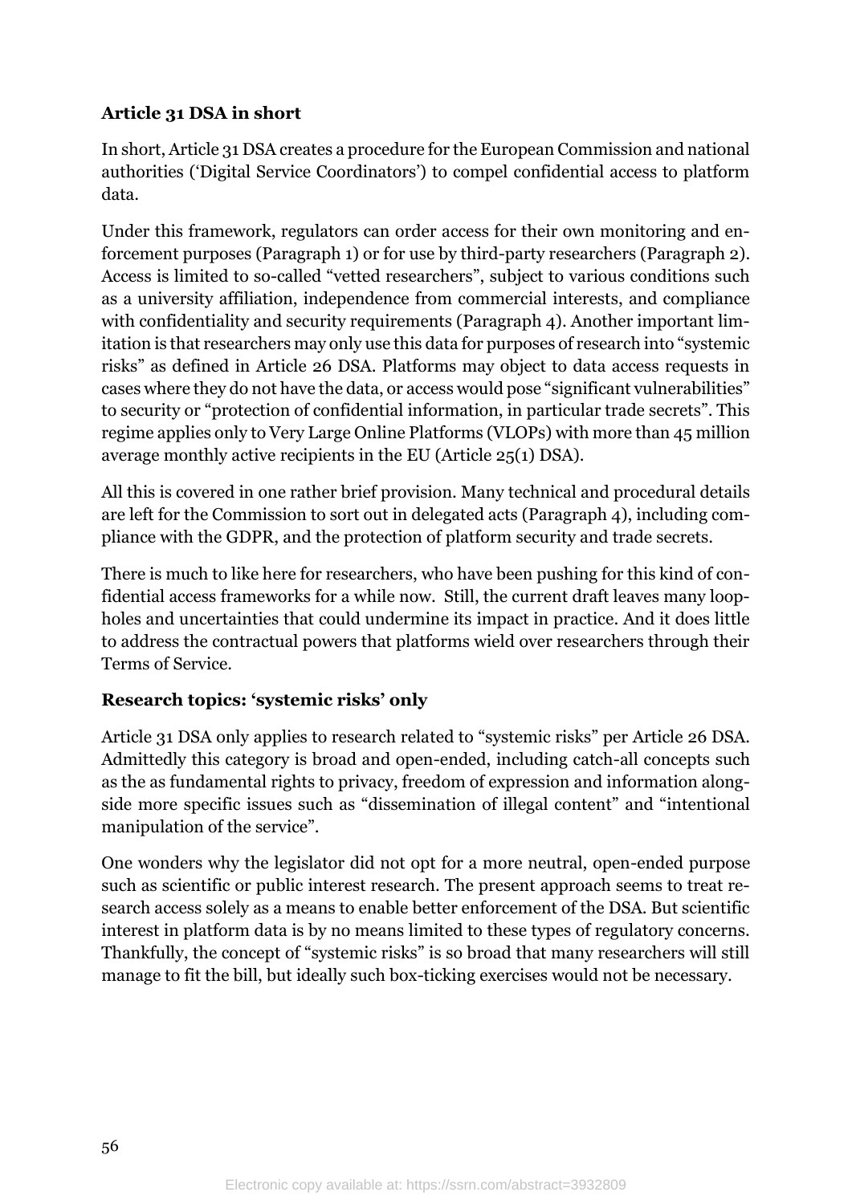**Article 31 DSA in short**

In short, Article 31 DSA creates a procedure for the European Commission and national authorities ('Digital Service Coordinators') to compel confidential access to platform data.

Under this framework, regulators can order access for their own monitoring and enforcement purposes (Paragraph 1) or for use by third-party researchers (Paragraph 2). Access is limited to so-called "vetted researchers", subject to various conditions such as a university affiliation, independence from commercial interests, and compliance with confidentiality and security requirements (Paragraph 4). Another important limitation is that researchers may only use this data for purposes of research into "systemic risks" as defined in Article 26 DSA. Platforms may object to data access requests in cases where they do not have the data, or access would pose "significant vulnerabilities" to security or "protection of confidential information, in particular trade secrets". This regime applies only to Very Large Online Platforms (VLOPs) with more than 45 million average monthly active recipients in the EU (Article 25(1) DSA).

All this is covered in one rather brief provision. Many technical and procedural details are left for the Commission to sort out in delegated acts (Paragraph 4), including compliance with the GDPR, and the protection of platform security and trade secrets.

There is much to like here for researchers, who have been pushing for this kind of confidential access frameworks for a while now. Still, the current draft leaves many loopholes and uncertainties that could undermine its impact in practice. And it does little to address the contractual powers that platforms wield over researchers through their Terms of Service.

**Research topics: 'systemic risks' only**

Article 31 DSA only applies to research related to "systemic risks" per Article 26 DSA. Admittedly this category is broad and open-ended, including catch-all concepts such as the as fundamental rights to privacy, freedom of expression and information alongside more specific issues such as "dissemination of illegal content" and "intentional manipulation of the service".

One wonders why the legislator did not opt for a more neutral, open-ended purpose such as scientific or public interest research. The present approach seems to treat research access solely as a means to enable better enforcement of the DSA. But scientific interest in platform data is by no means limited to these types of regulatory concerns. Thankfully, the concept of "systemic risks" is so broad that many researchers will still manage to fit the bill, but ideally such box-ticking exercises would not be necessary.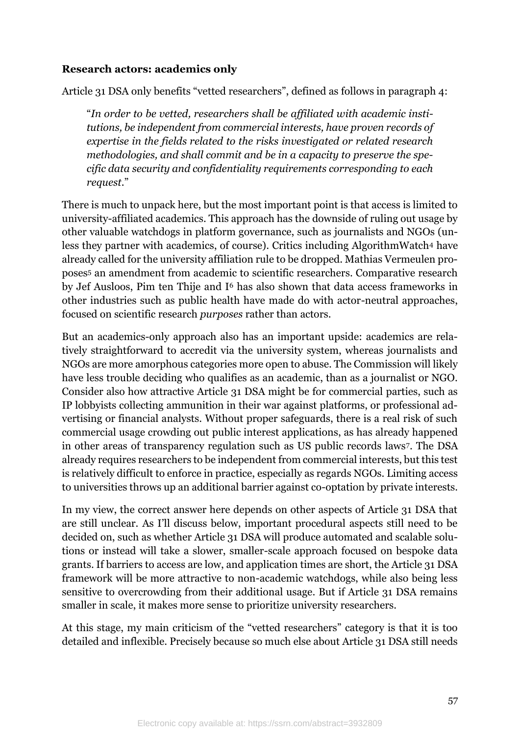**Research actors: academics only**

Article 31 DSA only benefits "vetted researchers", defined as follows in paragraph 4:

> "*In order to be vetted, researchers shall be affiliated with academic institutions, be independent from commercial interests, have proven records of expertise in the fields related to the risks investigated or related research methodologies, and shall commit and be in a capacity to preserve the specific data security and confidentiality requirements corresponding to each request.*"

There is much to unpack here, but the most important point is that access is limited to university-affiliated academics. This approach has the downside of ruling out usage by other valuable watchdogs in platform governance, such as journalists and NGOs (unless they partner with academics, of course). Critics including AlgorithmWatch[4] have already called for the university affiliation rule to be dropped. Mathias Vermeulen proposes[5] an amendment from academic to scientific researchers. Comparative research by Jef Ausloos, Pim ten Thije and I[6] has also shown that data access frameworks in other industries such as public health have made do with actor-neutral approaches, focused on scientific research *purposes* rather than actors.

But an academics-only approach also has an important upside: academics are relatively straightforward to accredit via the university system, whereas journalists and NGOs are more amorphous categories more open to abuse. The Commission will likely have less trouble deciding who qualifies as an academic, than as a journalist or NGO. Consider also how attractive Article 31 DSA might be for commercial parties, such as IP lobbyists collecting ammunition in their war against platforms, or professional advertising or financial analysts. Without proper safeguards, there is a real risk of such commercial usage crowding out public interest applications, as has already happened in other areas of transparency regulation such as US public records laws[7]. The DSA already requires researchers to be independent from commercial interests, but this test is relatively difficult to enforce in practice, especially as regards NGOs. Limiting access to universities throws up an additional barrier against co-optation by private interests.

In my view, the correct answer here depends on other aspects of Article 31 DSA that are still unclear. As I'll discuss below, important procedural aspects still need to be decided on, such as whether Article 31 DSA will produce automated and scalable solutions or instead will take a slower, smaller-scale approach focused on bespoke data grants. If barriers to access are low, and application times are short, the Article 31 DSA framework will be more attractive to non-academic watchdogs, while also being less sensitive to overcrowding from their additional usage. But if Article 31 DSA remains smaller in scale, it makes more sense to prioritize university researchers.

At this stage, my main criticism of the "vetted researchers" category is that it is too detailed and inflexible. Precisely because so much else about Article 31 DSA still needs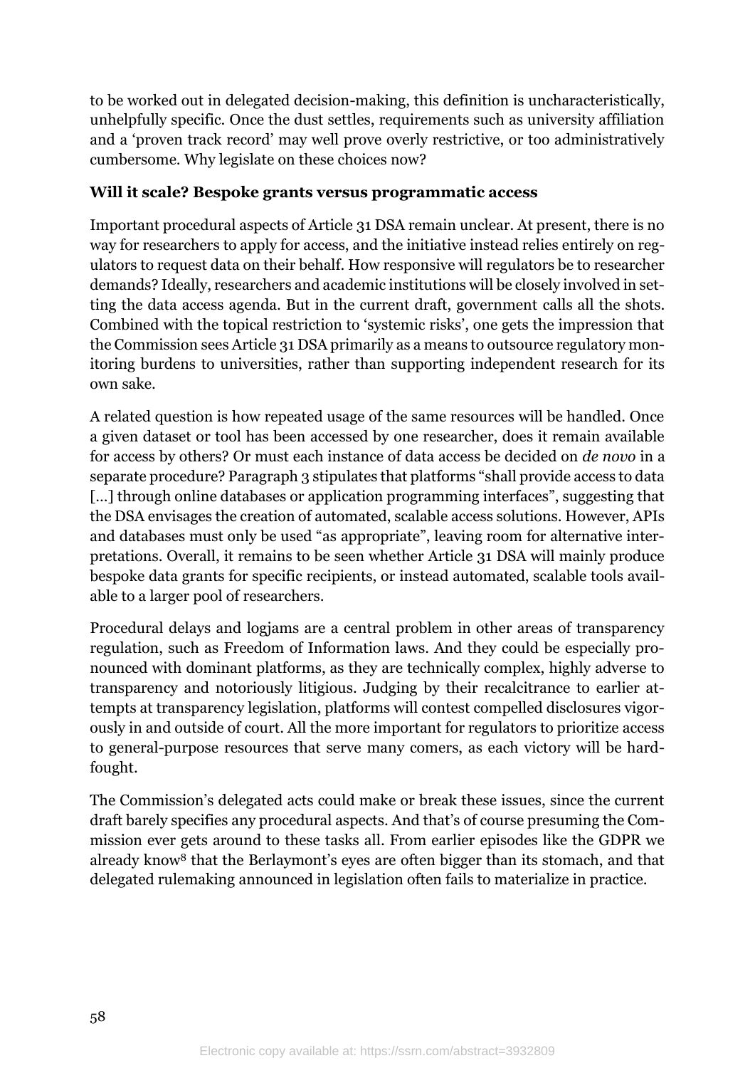to be worked out in delegated decision-making, this definition is uncharacteristically, unhelpfully specific. Once the dust settles, requirements such as university affiliation and a 'proven track record' may well prove overly restrictive, or too administratively cumbersome. Why legislate on these choices now?

**Will it scale? Bespoke grants versus programmatic access**

Important procedural aspects of Article 31 DSA remain unclear. At present, there is no way for researchers to apply for access, and the initiative instead relies entirely on regulators to request data on their behalf. How responsive will regulators be to researcher demands? Ideally, researchers and academic institutions will be closely involved in setting the data access agenda. But in the current draft, government calls all the shots. Combined with the topical restriction to 'systemic risks', one gets the impression that the Commission sees Article 31 DSA primarily as a means to outsource regulatory monitoring burdens to universities, rather than supporting independent research for its own sake.

A related question is how repeated usage of the same resources will be handled. Once a given dataset or tool has been accessed by one researcher, does it remain available for access by others? Or must each instance of data access be decided on *de novo* in a separate procedure? Paragraph 3 stipulates that platforms "shall provide access to data [...] through online databases or application programming interfaces", suggesting that the DSA envisages the creation of automated, scalable access solutions. However, APIs and databases must only be used "as appropriate", leaving room for alternative interpretations. Overall, it remains to be seen whether Article 31 DSA will mainly produce bespoke data grants for specific recipients, or instead automated, scalable tools available to a larger pool of researchers.

Procedural delays and logjams are a central problem in other areas of transparency regulation, such as Freedom of Information laws. And they could be especially pronounced with dominant platforms, as they are technically complex, highly adverse to transparency and notoriously litigious. Judging by their recalcitrance to earlier attempts at transparency legislation, platforms will contest compelled disclosures vigorously in and outside of court. All the more important for regulators to prioritize access to general-purpose resources that serve many comers, as each victory will be hard-fought.

The Commission's delegated acts could make or break these issues, since the current draft barely specifies any procedural aspects. And that's of course presuming the Commission ever gets around to these tasks all. From earlier episodes like the GDPR we already know[8] that the Berlaymont's eyes are often bigger than its stomach, and that delegated rulemaking announced in legislation often fails to materialize in practice.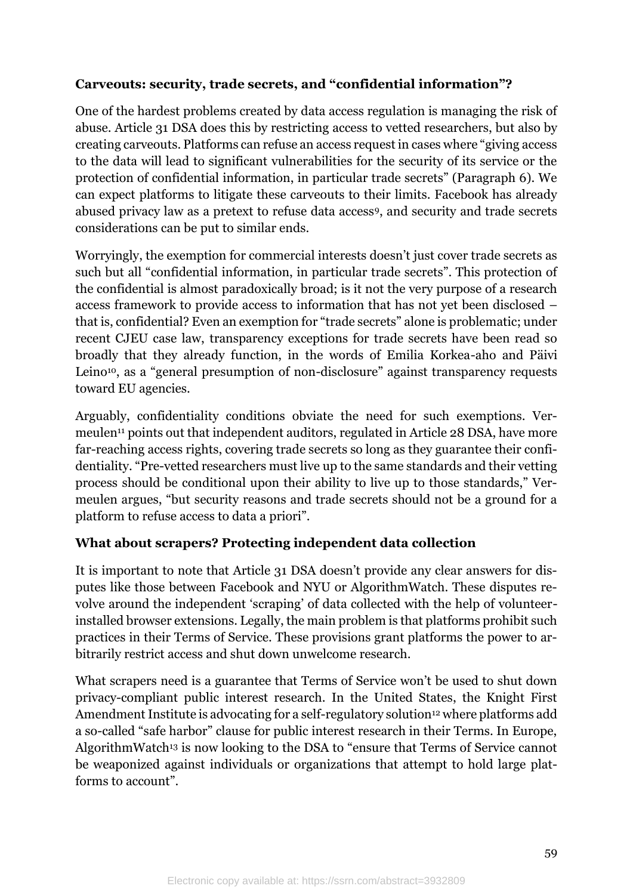**Carveouts: security, trade secrets, and "confidential information"?**

One of the hardest problems created by data access regulation is managing the risk of abuse. Article 31 DSA does this by restricting access to vetted researchers, but also by creating carveouts. Platforms can refuse an access request in cases where "giving access to the data will lead to significant vulnerabilities for the security of its service or the protection of confidential information, in particular trade secrets" (Paragraph 6). We can expect platforms to litigate these carveouts to their limits. Facebook has already abused privacy law as a pretext to refuse data access[9], and security and trade secrets considerations can be put to similar ends.

Worryingly, the exemption for commercial interests doesn't just cover trade secrets as such but all "confidential information, in particular trade secrets". This protection of the confidential is almost paradoxically broad; is it not the very purpose of a research access framework to provide access to information that has not yet been disclosed – that is, confidential? Even an exemption for "trade secrets" alone is problematic; under recent CJEU case law, transparency exceptions for trade secrets have been read so broadly that they already function, in the words of Emilia Korkea-aho and Päivi Leino[10], as a "general presumption of non-disclosure" against transparency requests toward EU agencies.

Arguably, confidentiality conditions obviate the need for such exemptions. Vermeulen[11] points out that independent auditors, regulated in Article 28 DSA, have more far-reaching access rights, covering trade secrets so long as they guarantee their confidentiality. "Pre-vetted researchers must live up to the same standards and their vetting process should be conditional upon their ability to live up to those standards," Vermeulen argues, "but security reasons and trade secrets should not be a ground for a platform to refuse access to data a priori".

**What about scrapers? Protecting independent data collection**

It is important to note that Article 31 DSA doesn't provide any clear answers for disputes like those between Facebook and NYU or AlgorithmWatch. These disputes revolve around the independent 'scraping' of data collected with the help of volunteer-installed browser extensions. Legally, the main problem is that platforms prohibit such practices in their Terms of Service. These provisions grant platforms the power to arbitrarily restrict access and shut down unwelcome research.

What scrapers need is a guarantee that Terms of Service won't be used to shut down privacy-compliant public interest research. In the United States, the Knight First Amendment Institute is advocating for a self-regulatory solution[12] where platforms add a so-called "safe harbor" clause for public interest research in their Terms. In Europe, AlgorithmWatch[13] is now looking to the DSA to "ensure that Terms of Service cannot be weaponized against individuals or organizations that attempt to hold large platforms to account".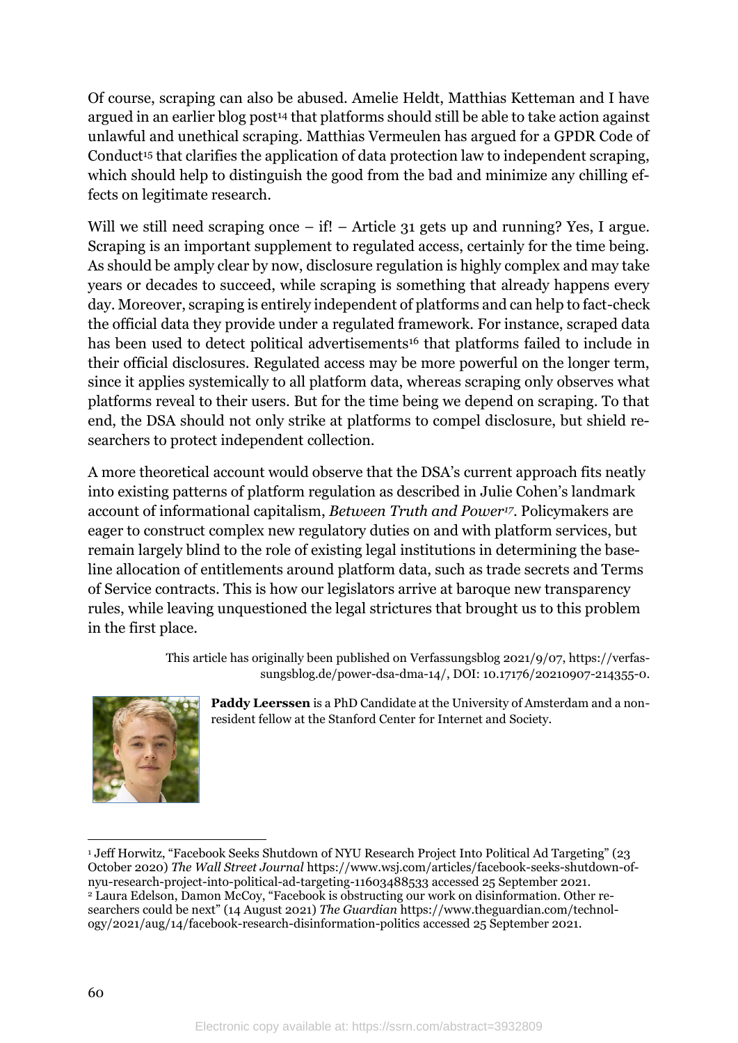Of course, scraping can also be abused. Amelie Heldt, Matthias Ketteman and I have argued in an earlier blog post[14] that platforms should still be able to take action against unlawful and unethical scraping. Matthias Vermeulen has argued for a GPDR Code of Conduct[15] that clarifies the application of data protection law to independent scraping, which should help to distinguish the good from the bad and minimize any chilling effects on legitimate research.

Will we still need scraping once – if! – Article 31 gets up and running? Yes, I argue. Scraping is an important supplement to regulated access, certainly for the time being. As should be amply clear by now, disclosure regulation is highly complex and may take years or decades to succeed, while scraping is something that already happens every day. Moreover, scraping is entirely independent of platforms and can help to fact-check the official data they provide under a regulated framework. For instance, scraped data has been used to detect political advertisements[16] that platforms failed to include in their official disclosures. Regulated access may be more powerful on the longer term, since it applies systemically to all platform data, whereas scraping only observes what platforms reveal to their users. But for the time being we depend on scraping. To that end, the DSA should not only strike at platforms to compel disclosure, but shield researchers to protect independent collection.

A more theoretical account would observe that the DSA's current approach fits neatly into existing patterns of platform regulation as described in Julie Cohen's landmark account of informational capitalism, *Between Truth and Power*[17]. Policymakers are eager to construct complex new regulatory duties on and with platform services, but remain largely blind to the role of existing legal institutions in determining the baseline allocation of entitlements around platform data, such as trade secrets and Terms of Service contracts. This is how our legislators arrive at baroque new transparency rules, while leaving unquestioned the legal strictures that brought us to this problem in the first place.

This article has originally been published on Verfassungsblog 2021/9/07, https://verfassungsblog.de/power-dsa-dma-14/, DOI: 10.17176/20210907-214355-0.

**Paddy Leerssen** is a PhD Candidate at the University of Amsterdam and a non-resident fellow at the Stanford Center for Internet and Society.

---

[1] Jeff Horwitz, "Facebook Seeks Shutdown of NYU Research Project Into Political Ad Targeting" (23 October 2020) *The Wall Street Journal* https://www.wsj.com/articles/facebook-seeks-shutdown-of-nyu-research-project-into-political-ad-targeting-11603488533 accessed 25 September 2021.

[2] Laura Edelson, Damon McCoy, "Facebook is obstructing our work on disinformation. Other researchers could be next" (14 August 2021) *The Guardian* https://www.theguardian.com/technology/2021/aug/14/facebook-research-disinformation-politics accessed 25 September 2021.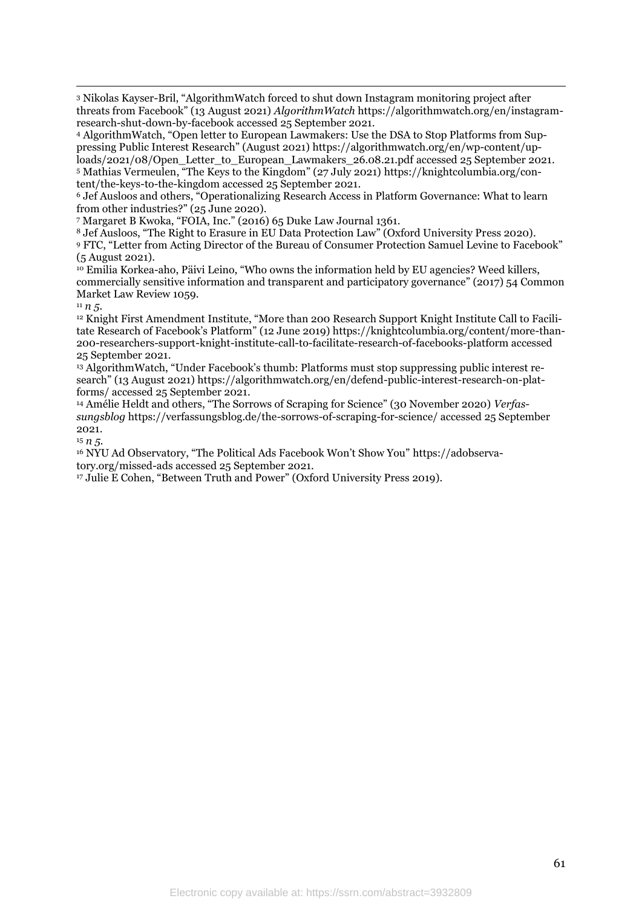[3] Nikolas Kayser-Bril, "AlgorithmWatch forced to shut down Instagram monitoring project after threats from Facebook" (13 August 2021) *AlgorithmWatch* https://algorithmwatch.org/en/instagram-research-shut-down-by-facebook accessed 25 September 2021.

[4] AlgorithmWatch, "Open letter to European Lawmakers: Use the DSA to Stop Platforms from Suppressing Public Interest Research" (August 2021) https://algorithmwatch.org/en/wp-content/uploads/2021/08/Open_Letter_to_European_Lawmakers_26.08.21.pdf accessed 25 September 2021.

[5] Mathias Vermeulen, "The Keys to the Kingdom" (27 July 2021) https://knightcolumbia.org/content/the-keys-to-the-kingdom accessed 25 September 2021.

[6] Jef Ausloos and others, "Operationalizing Research Access in Platform Governance: What to learn from other industries?" (25 June 2020).

[7] Margaret B Kwoka, "FOIA, Inc." (2016) 65 Duke Law Journal 1361.

[8] Jef Ausloos, "The Right to Erasure in EU Data Protection Law" (Oxford University Press 2020).

[9] FTC, "Letter from Acting Director of the Bureau of Consumer Protection Samuel Levine to Facebook" (5 August 2021).

[10] Emilia Korkea-aho, Päivi Leino, "Who owns the information held by EU agencies? Weed killers, commercially sensitive information and transparent and participatory governance" (2017) 54 Common Market Law Review 1059.

[11] *n 5*.

[12] Knight First Amendment Institute, "More than 200 Research Support Knight Institute Call to Facilitate Research of Facebook's Platform" (12 June 2019) https://knightcolumbia.org/content/more-than-200-researchers-support-knight-institute-call-to-facilitate-research-of-facebooks-platform accessed 25 September 2021.

[13] AlgorithmWatch, "Under Facebook's thumb: Platforms must stop suppressing public interest research" (13 August 2021) https://algorithmwatch.org/en/defend-public-interest-research-on-platforms/ accessed 25 September 2021.

[14] Amélie Heldt and others, "The Sorrows of Scraping for Science" (30 November 2020) *Verfassungsblog* https://verfassungsblog.de/the-sorrows-of-scraping-for-science/ accessed 25 September 2021.

[15] *n 5*.

[16] NYU Ad Observatory, "The Political Ads Facebook Won't Show You" https://adobservatory.org/missed-ads accessed 25 September 2021.

[17] Julie E Cohen, "Between Truth and Power" (Oxford University Press 2019).